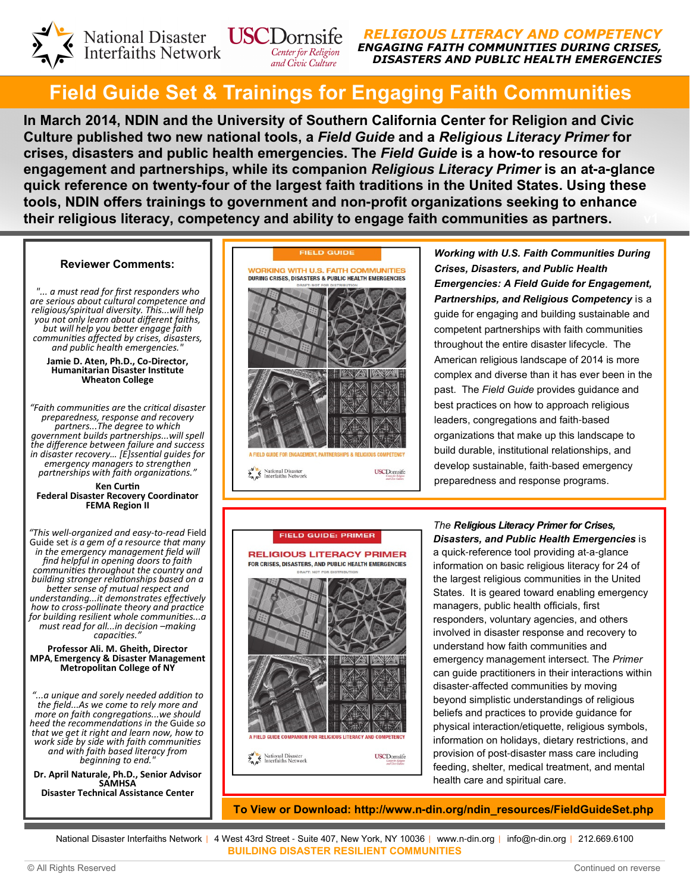National Disaster Interfaiths Network | USC Dornsife Center for Religion and Civic Culture

***RELIGIOUS LITERACY AND COMPETENCY***
***ENGAGING FAITH COMMUNITIES DURING CRISES, DISASTERS AND PUBLIC HEALTH EMERGENCIES***

# Field Guide Set & Trainings for Engaging Faith Communities

**In March 2014, NDIN and the University of Southern California Center for Religion and Civic Culture published two new national tools, a *Field Guide* and a *Religious Literacy Primer* for crises, disasters and public health emergencies. The *Field Guide* is a how-to resource for engagement and partnerships, while its companion *Religious Literacy Primer* is an at-a-glance quick reference on twenty-four of the largest faith traditions in the United States. Using these tools, NDIN offers trainings to government and non-profit organizations seeking to enhance their religious literacy, competency and ability to engage faith communities as partners.**

***Working with U.S. Faith Communities During Crises, Disasters, and Public Health Emergencies: A Field Guide for Engagement, Partnerships, and Religious Competency*** is a guide for engaging and building sustainable and competent partnerships with faith communities throughout the entire disaster lifecycle. The American religious landscape of 2014 is more complex and diverse than it has ever been in the past. The *Field Guide* provides guidance and best practices on how to approach religious leaders, congregations and faith-based organizations that make up this landscape to build durable, institutional relationships, and develop sustainable, faith-based emergency preparedness and response programs.

*The* ***Religious Literacy Primer for Crises, Disasters, and Public Health Emergencies*** is a quick-reference tool providing at-a-glance information on basic religious literacy for 24 of the largest religious communities in the United States. It is geared toward enabling emergency managers, public health officials, first responders, voluntary agencies, and others involved in disaster response and recovery to understand how faith communities and emergency management intersect. The *Primer* can guide practitioners in their interactions within disaster-affected communities by moving beyond simplistic understandings of religious beliefs and practices to provide guidance for physical interaction/etiquette, religious symbols, information on holidays, dietary restrictions, and provision of post-disaster mass care including feeding, shelter, medical treatment, and mental health care and spiritual care.

**To View or Download: http://www.n-din.org/ndin_resources/FieldGuideSet.php**

## Reviewer Comments:

*"... a must read for first responders who are serious about cultural competence and religious/spiritual diversity. This...will help you not only learn about different faiths, but will help you better engage faith communities affected by crises, disasters, and public health emergencies."*

**Jamie D. Aten, Ph.D., Co-Director, Humanitarian Disaster Institute Wheaton College**

*"Faith communities are* the critical disaster *preparedness, response and recovery partners...The degree to which government builds partnerships...will spell the difference between failure and success in disaster recovery... [E]ssential guides for emergency managers to strengthen partnerships with faith organizations."*

**Ken Curtin**
**Federal Disaster Recovery Coordinator**
**FEMA Region II**

*"This well-organized and easy-to-read* Field Guide set *is a gem of a resource that many in the emergency management field will find helpful in opening doors to faith communities throughout the country and building stronger relationships based on a better sense of mutual respect and understanding...it demonstrates effectively how to cross-pollinate theory and practice for building resilient whole communities...a must read for all...in decision –making capacities."*

**Professor Ali. M. Gheith, Director**
**MPA, Emergency & Disaster Management**
**Metropolitan College of NY**

*"...a unique and sorely needed addition to the field...As we come to rely more and more on faith congregations...we should heed the recommendations in the Guide so that we get it right and learn now, how to work side by side with faith communities and with faith based literacy from beginning to end."*

**Dr. April Naturale, Ph.D., Senior Advisor SAMHSA**
**Disaster Technical Assistance Center**

National Disaster Interfaiths Network | 4 West 43rd Street - Suite 407, New York, NY 10036 | www.n-din.org | info@n-din.org | 212.669.6100
**BUILDING DISASTER RESILIENT COMMUNITIES**

© All Rights Reserved — Continued on reverse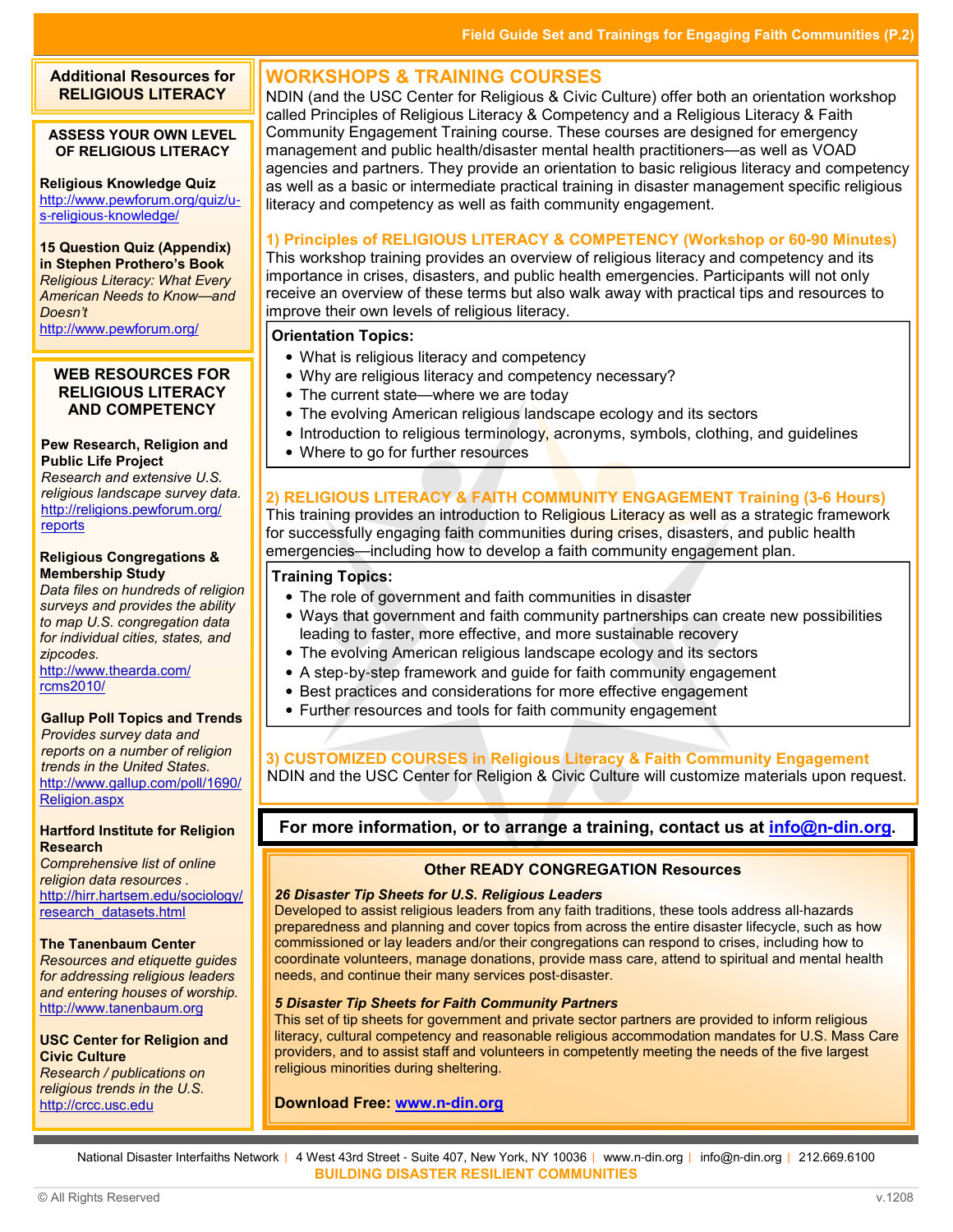## Additional Resources for RELIGIOUS LITERACY

### ASSESS YOUR OWN LEVEL OF RELIGIOUS LITERACY

**Religious Knowledge Quiz**
http://www.pewforum.org/quiz/u-s-religious-knowledge/

**15 Question Quiz (Appendix) in Stephen Prothero's Book** *Religious Literacy: What Every American Needs to Know—and Doesn't*
http://www.pewforum.org/

### WEB RESOURCES FOR RELIGIOUS LITERACY AND COMPETENCY

**Pew Research, Religion and Public Life Project**
*Research and extensive U.S. religious landscape survey data.*
http://religions.pewforum.org/reports

**Religious Congregations & Membership Study**
*Data files on hundreds of religion surveys and provides the ability to map U.S. congregation data for individual cities, states, and zipcodes.*
http://www.thearda.com/rcms2010/

**Gallup Poll Topics and Trends**
*Provides survey data and reports on a number of religion trends in the United States.*
http://www.gallup.com/poll/1690/Religion.aspx

**Hartford Institute for Religion Research**
*Comprehensive list of online religion data resources .*
http://hirr.hartsem.edu/sociology/research_datasets.html

**The Tanenbaum Center**
*Resources and etiquette guides for addressing religious leaders and entering houses of worship.*
http://www.tanenbaum.org

**USC Center for Religion and Civic Culture**
*Research / publications on religious trends in the U.S.*
http://crcc.usc.edu

## WORKSHOPS & TRAINING COURSES

NDIN (and the USC Center for Religious & Civic Culture) offer both an orientation workshop called Principles of Religious Literacy & Competency and a Religious Literacy & Faith Community Engagement Training course. These courses are designed for emergency management and public health/disaster mental health practitioners—as well as VOAD agencies and partners. They provide an orientation to basic religious literacy and competency as well as a basic or intermediate practical training in disaster management specific religious literacy and competency as well as faith community engagement.

### 1) Principles of RELIGIOUS LITERACY & COMPETENCY (Workshop or 60-90 Minutes)

This workshop training provides an overview of religious literacy and competency and its importance in crises, disasters, and public health emergencies. Participants will not only receive an overview of these terms but also walk away with practical tips and resources to improve their own levels of religious literacy.

**Orientation Topics:**

- What is religious literacy and competency
- Why are religious literacy and competency necessary?
- The current state—where we are today
- The evolving American religious landscape ecology and its sectors
- Introduction to religious terminology, acronyms, symbols, clothing, and guidelines
- Where to go for further resources

### 2) RELIGIOUS LITERACY & FAITH COMMUNITY ENGAGEMENT Training (3-6 Hours)

This training provides an introduction to Religious Literacy as well as a strategic framework for successfully engaging faith communities during crises, disasters, and public health emergencies—including how to develop a faith community engagement plan.

**Training Topics:**

- The role of government and faith communities in disaster
- Ways that government and faith community partnerships can create new possibilities leading to faster, more effective, and more sustainable recovery
- The evolving American religious landscape ecology and its sectors
- A step-by-step framework and guide for faith community engagement
- Best practices and considerations for more effective engagement
- Further resources and tools for faith community engagement

### 3) CUSTOMIZED COURSES in Religious Literacy & Faith Community Engagement

NDIN and the USC Center for Religion & Civic Culture will customize materials upon request.

**For more information, or to arrange a training, contact us at info@n-din.org.**

### Other READY CONGREGATION Resources

***26 Disaster Tip Sheets for U.S. Religious Leaders***
Developed to assist religious leaders from any faith traditions, these tools address all-hazards preparedness and planning and cover topics from across the entire disaster lifecycle, such as how commissioned or lay leaders and/or their congregations can respond to crises, including how to coordinate volunteers, manage donations, provide mass care, attend to spiritual and mental health needs, and continue their many services post-disaster.

***5 Disaster Tip Sheets for Faith Community Partners***
This set of tip sheets for government and private sector partners are provided to inform religious literacy, cultural competency and reasonable religious accommodation mandates for U.S. Mass Care providers, and to assist staff and volunteers in competently meeting the needs of the five largest religious minorities during sheltering.

**Download Free: www.n-din.org**

National Disaster Interfaiths Network | 4 West 43rd Street - Suite 407, New York, NY 10036 | www.n-din.org | info@n-din.org | 212.669.6100
BUILDING DISASTER RESILIENT COMMUNITIES